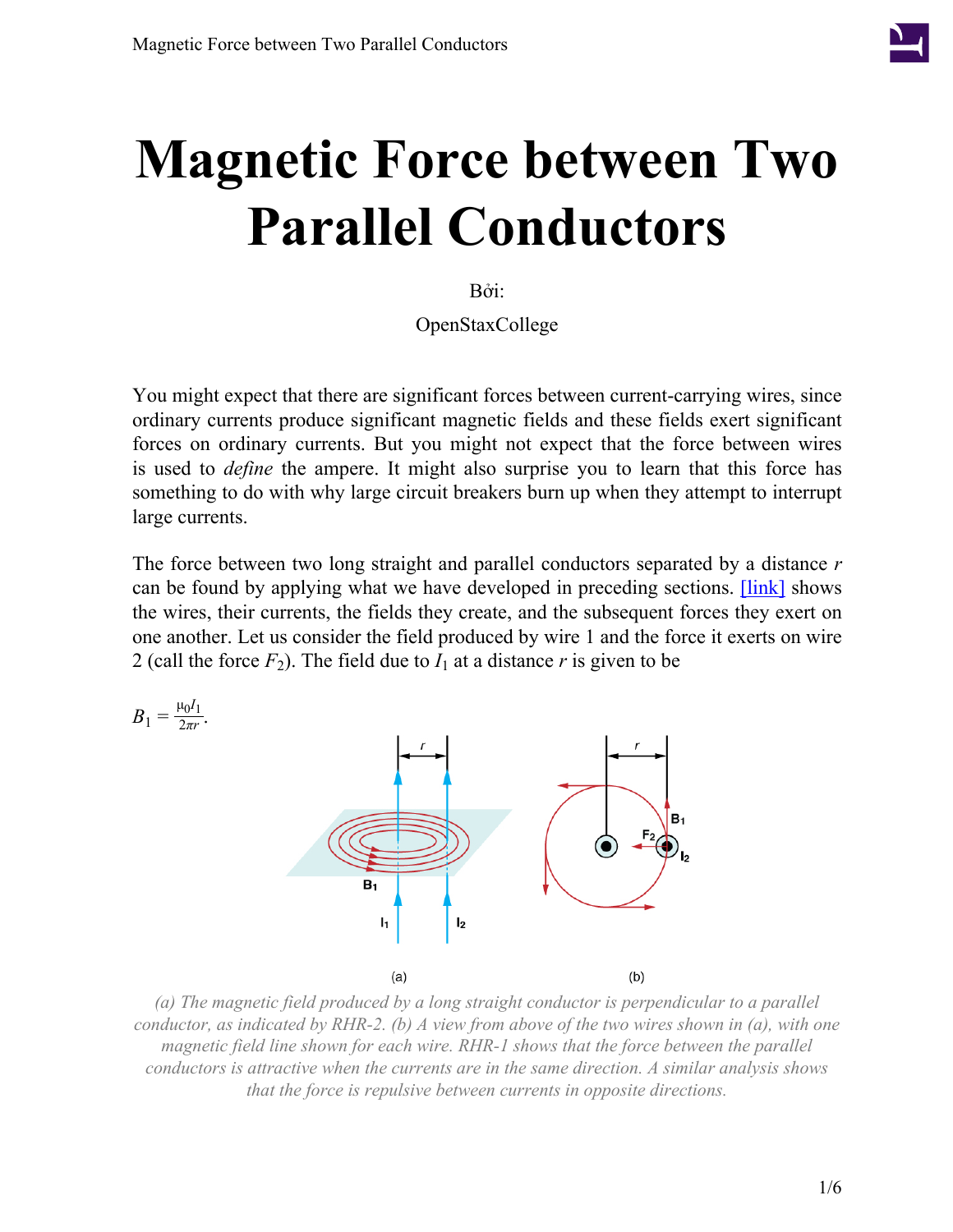# Magnetic Force between Two Parallel Conductors

Bởi:

OpenStaxCollege

You might expect that there are significant forces between current-carrying wires, since ordinary currents produce significant magnetic fields and these fields exert significant forces on ordinary currents. But you might not expect that the force between wires is used to *define* the ampere. It might also surprise you to learn that this force has something to do with why large circuit breakers burn up when they attempt to interrupt large currents.

The force between two long straight and parallel conductors separated by a distance $r$ can be found by applying what we have developed in preceding sections. [link] shows the wires, their currents, the fields they create, and the subsequent forces they exert on one another. Let us consider the field produced by wire 1 and the force it exerts on wire 2 (call the force $F_2$). The field due to $I_1$ at a distance $r$ is given to be

$$B_1 = \frac{\mu_0 I_1}{2\pi r}.$$

*(a) The magnetic field produced by a long straight conductor is perpendicular to a parallel conductor, as indicated by RHR-2. (b) A view from above of the two wires shown in (a), with one magnetic field line shown for each wire. RHR-1 shows that the force between the parallel conductors is attractive when the currents are in the same direction. A similar analysis shows that the force is repulsive between currents in opposite directions.*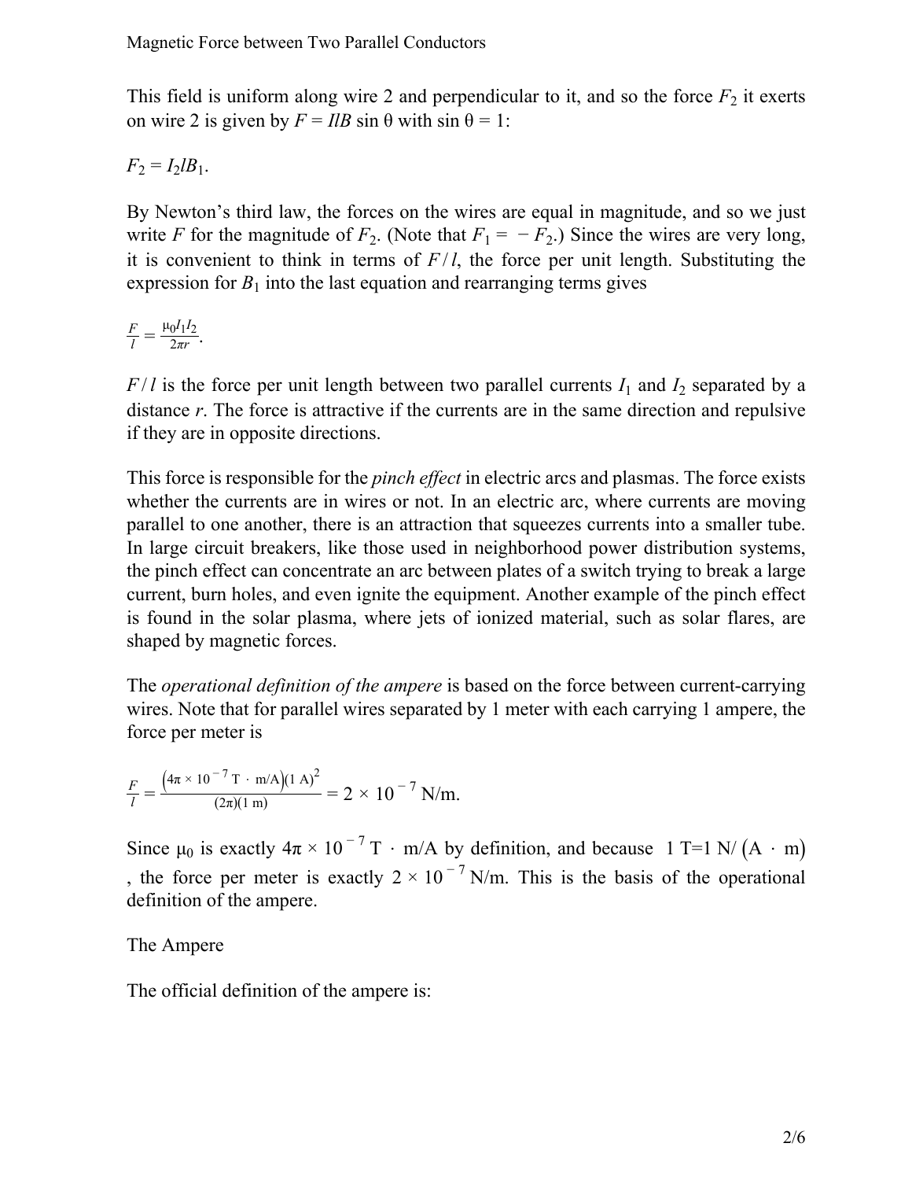This field is uniform along wire 2 and perpendicular to it, and so the force $F_2$ it exerts on wire 2 is given by $F = IlB \sin \theta$ with $\sin \theta = 1$:

$$F_2 = I_2 l B_1.$$

By Newton's third law, the forces on the wires are equal in magnitude, and so we just write $F$ for the magnitude of $F_2$. (Note that $F_1 = -F_2$.) Since the wires are very long, it is convenient to think in terms of $F/l$, the force per unit length. Substituting the expression for $B_1$ into the last equation and rearranging terms gives

$$\frac{F}{l} = \frac{\mu_0 I_1 I_2}{2\pi r}.$$

$F/l$ is the force per unit length between two parallel currents $I_1$ and $I_2$ separated by a distance $r$. The force is attractive if the currents are in the same direction and repulsive if they are in opposite directions.

This force is responsible for the *pinch effect* in electric arcs and plasmas. The force exists whether the currents are in wires or not. In an electric arc, where currents are moving parallel to one another, there is an attraction that squeezes currents into a smaller tube. In large circuit breakers, like those used in neighborhood power distribution systems, the pinch effect can concentrate an arc between plates of a switch trying to break a large current, burn holes, and even ignite the equipment. Another example of the pinch effect is found in the solar plasma, where jets of ionized material, such as solar flares, are shaped by magnetic forces.

The *operational definition of the ampere* is based on the force between current-carrying wires. Note that for parallel wires separated by 1 meter with each carrying 1 ampere, the force per meter is

$$\frac{F}{l} = \frac{\left(4\pi \times 10^{-7}\ \text{T} \cdot \text{m/A}\right)(1\ \text{A})^2}{(2\pi)(1\ \text{m})} = 2 \times 10^{-7}\ \text{N/m}.$$

Since $\mu_0$ is exactly $4\pi \times 10^{-7}\ \text{T} \cdot \text{m/A}$ by definition, and because $1\ \text{T} = 1\ \text{N}/\left(\text{A} \cdot \text{m}\right)$, the force per meter is exactly $2 \times 10^{-7}\ \text{N/m}$. This is the basis of the operational definition of the ampere.

The Ampere

The official definition of the ampere is: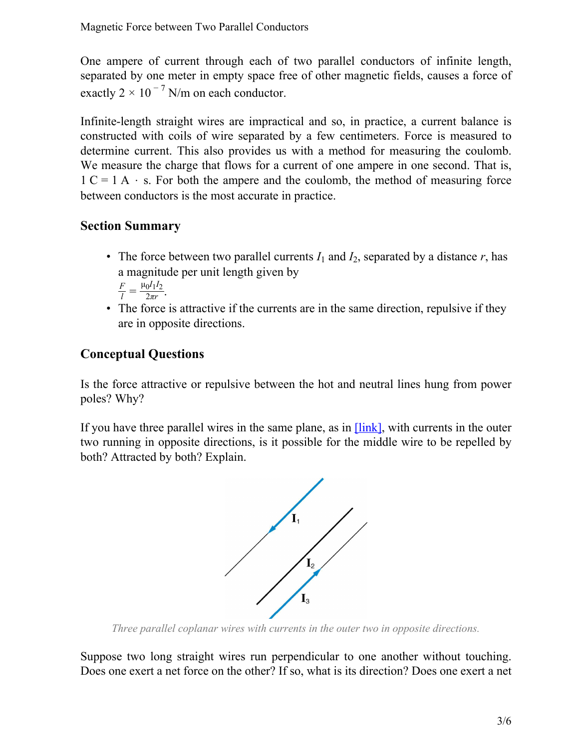One ampere of current through each of two parallel conductors of infinite length, separated by one meter in empty space free of other magnetic fields, causes a force of exactly $2 \times 10^{-7}$ N/m on each conductor.

Infinite-length straight wires are impractical and so, in practice, a current balance is constructed with coils of wire separated by a few centimeters. Force is measured to determine current. This also provides us with a method for measuring the coulomb. We measure the charge that flows for a current of one ampere in one second. That is, $1\ \text{C} = 1\ \text{A} \cdot \text{s}$. For both the ampere and the coulomb, the method of measuring force between conductors is the most accurate in practice.

## Section Summary

- The force between two parallel currents $I_1$ and $I_2$, separated by a distance $r$, has a magnitude per unit length given by $\frac{F}{l} = \frac{\mu_0 I_1 I_2}{2\pi r}$.
- The force is attractive if the currents are in the same direction, repulsive if they are in opposite directions.

## Conceptual Questions

Is the force attractive or repulsive between the hot and neutral lines hung from power poles? Why?

If you have three parallel wires in the same plane, as in [link], with currents in the outer two running in opposite directions, is it possible for the middle wire to be repelled by both? Attracted by both? Explain.

Three parallel coplanar wires with currents in the outer two in opposite directions.

Suppose two long straight wires run perpendicular to one another without touching. Does one exert a net force on the other? If so, what is its direction? Does one exert a net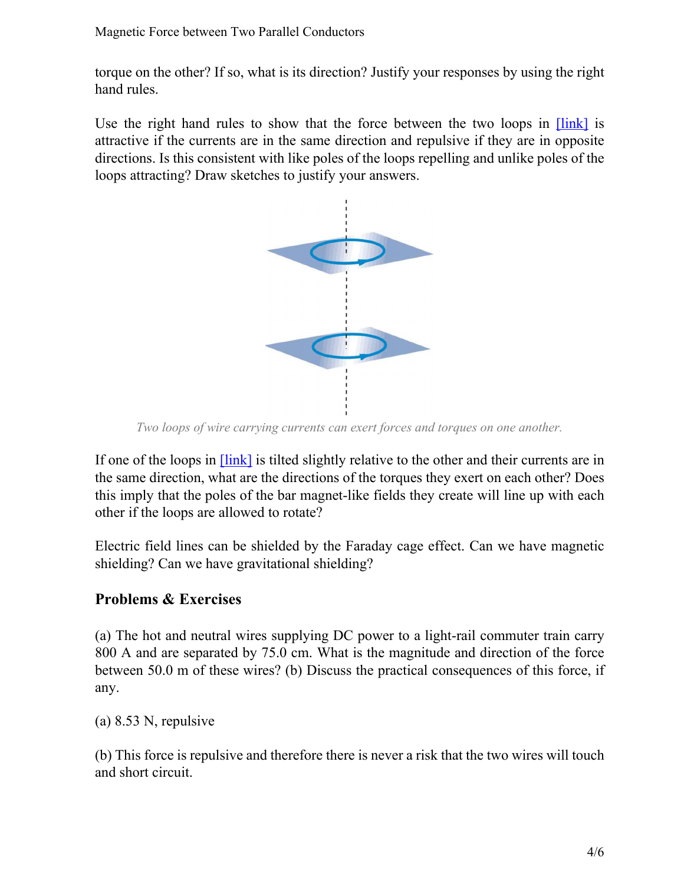torque on the other? If so, what is its direction? Justify your responses by using the right hand rules.

Use the right hand rules to show that the force between the two loops in [link] is attractive if the currents are in the same direction and repulsive if they are in opposite directions. Is this consistent with like poles of the loops repelling and unlike poles of the loops attracting? Draw sketches to justify your answers.

*Two loops of wire carrying currents can exert forces and torques on one another.*

If one of the loops in [link] is tilted slightly relative to the other and their currents are in the same direction, what are the directions of the torques they exert on each other? Does this imply that the poles of the bar magnet-like fields they create will line up with each other if the loops are allowed to rotate?

Electric field lines can be shielded by the Faraday cage effect. Can we have magnetic shielding? Can we have gravitational shielding?

## Problems & Exercises

(a) The hot and neutral wires supplying DC power to a light-rail commuter train carry 800 A and are separated by 75.0 cm. What is the magnitude and direction of the force between 50.0 m of these wires? (b) Discuss the practical consequences of this force, if any.

(a) 8.53 N, repulsive

(b) This force is repulsive and therefore there is never a risk that the two wires will touch and short circuit.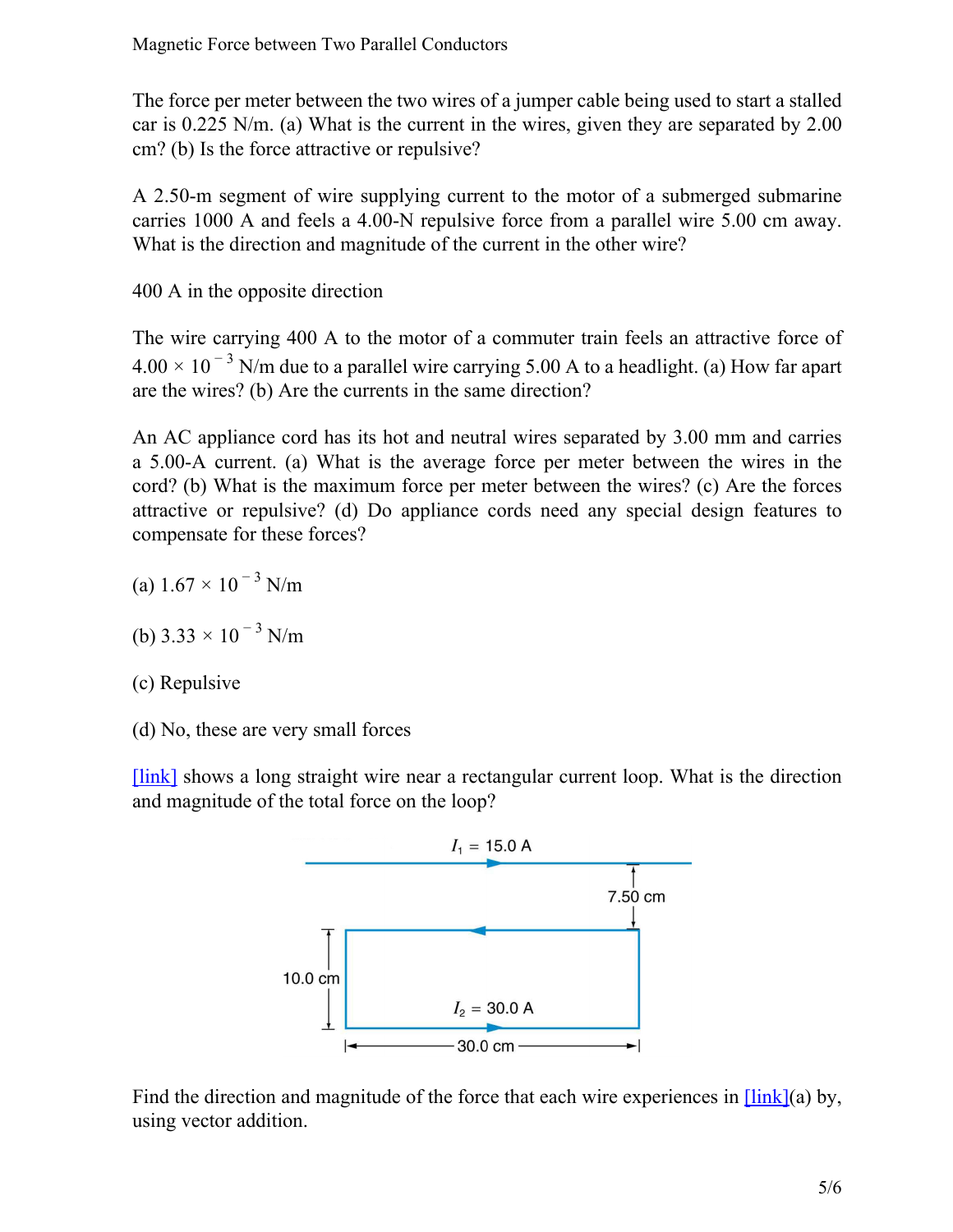The force per meter between the two wires of a jumper cable being used to start a stalled car is 0.225 N/m. (a) What is the current in the wires, given they are separated by 2.00 cm? (b) Is the force attractive or repulsive?

A 2.50-m segment of wire supplying current to the motor of a submerged submarine carries 1000 A and feels a 4.00-N repulsive force from a parallel wire 5.00 cm away. What is the direction and magnitude of the current in the other wire?

400 A in the opposite direction

The wire carrying 400 A to the motor of a commuter train feels an attractive force of $4.00 \times 10^{-3}$ N/m due to a parallel wire carrying 5.00 A to a headlight. (a) How far apart are the wires? (b) Are the currents in the same direction?

An AC appliance cord has its hot and neutral wires separated by 3.00 mm and carries a 5.00-A current. (a) What is the average force per meter between the wires in the cord? (b) What is the maximum force per meter between the wires? (c) Are the forces attractive or repulsive? (d) Do appliance cords need any special design features to compensate for these forces?

(a) $1.67 \times 10^{-3}$ N/m

(b) $3.33 \times 10^{-3}$ N/m

(c) Repulsive

(d) No, these are very small forces

[link] shows a long straight wire near a rectangular current loop. What is the direction and magnitude of the total force on the loop?

Find the direction and magnitude of the force that each wire experiences in [link](a) by, using vector addition.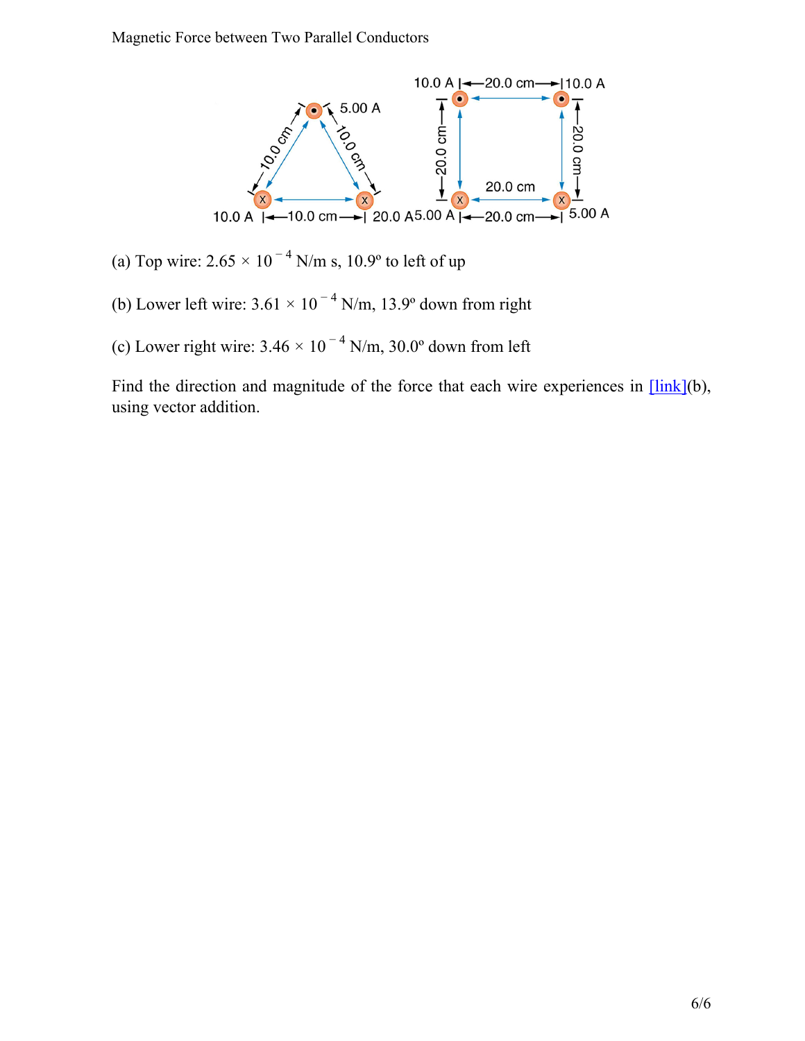5.00 A
10.0 cm
10.0 cm
10.0 A
10.0 cm
20.0 A

10.0 A
20.0 cm
10.0 A
20.0 cm
20.0 cm
20.0 cm
5.00 A
20.0 cm
5.00 A

(a) Top wire: $2.65 \times 10^{-4}$ N/m s, 10.9º to left of up

(b) Lower left wire: $3.61 \times 10^{-4}$ N/m, 13.9º down from right

(c) Lower right wire: $3.46 \times 10^{-4}$ N/m, 30.0º down from left

Find the direction and magnitude of the force that each wire experiences in [link](b), using vector addition.